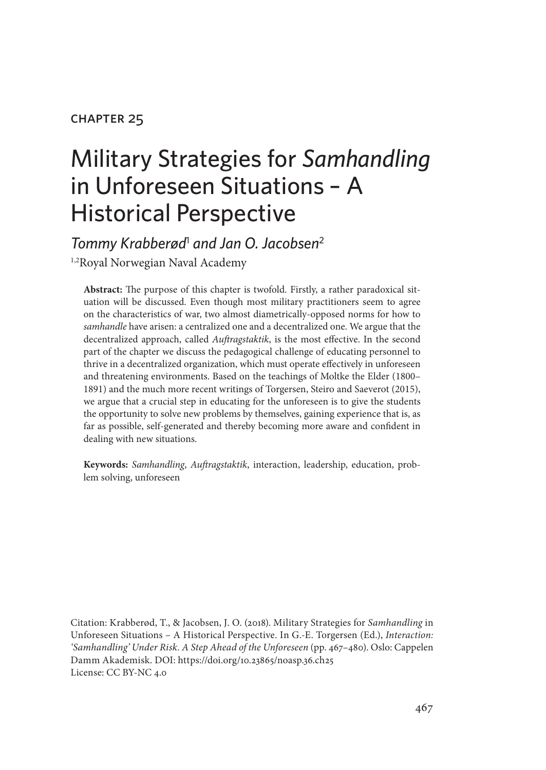CHAPTER 25

# Military Strategies for *Samhandling* in Unforeseen Situations – A Historical Perspective

*Tommy Krabberød*[1] *and Jan O. Jacobsen*[2]

[1,2]Royal Norwegian Naval Academy

**Abstract:** The purpose of this chapter is twofold. Firstly, a rather paradoxical situation will be discussed. Even though most military practitioners seem to agree on the characteristics of war, two almost diametrically-opposed norms for how to *samhandle* have arisen: a centralized one and a decentralized one. We argue that the decentralized approach, called *Auftragstaktik*, is the most effective. In the second part of the chapter we discuss the pedagogical challenge of educating personnel to thrive in a decentralized organization, which must operate effectively in unforeseen and threatening environments. Based on the teachings of Moltke the Elder (1800–1891) and the much more recent writings of Torgersen, Steiro and Saeverot (2015), we argue that a crucial step in educating for the unforeseen is to give the students the opportunity to solve new problems by themselves, gaining experience that is, as far as possible, self-generated and thereby becoming more aware and confident in dealing with new situations.

**Keywords:** *Samhandling*, *Auftragstaktik*, interaction, leadership, education, problem solving, unforeseen

Citation: Krabberød, T., & Jacobsen, J. O. (2018). Military Strategies for *Samhandling* in Unforeseen Situations – A Historical Perspective. In G.-E. Torgersen (Ed.), *Interaction: 'Samhandling' Under Risk. A Step Ahead of the Unforeseen* (pp. 467–480). Oslo: Cappelen Damm Akademisk. DOI: https://doi.org/10.23865/noasp.36.ch25
License: CC BY-NC 4.0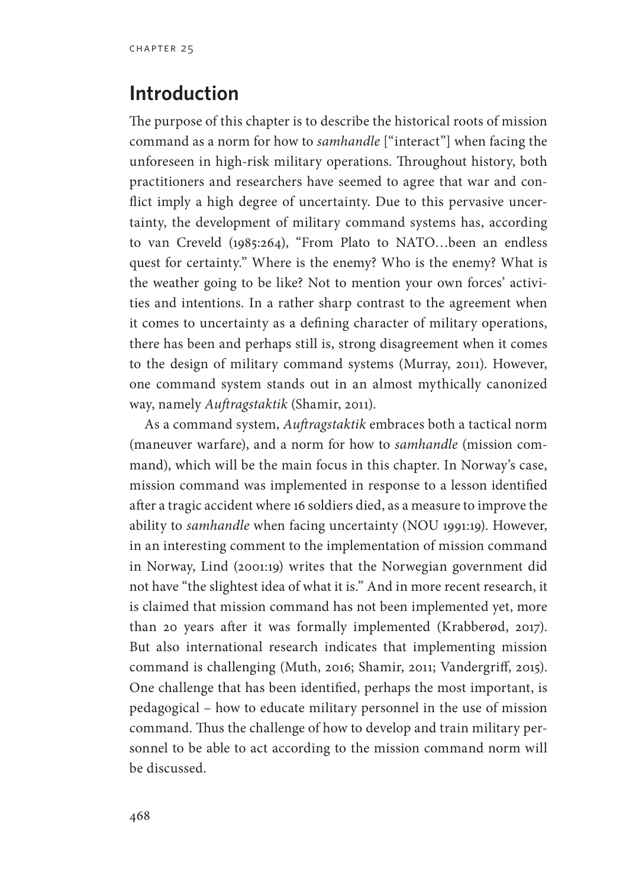## Introduction

The purpose of this chapter is to describe the historical roots of mission command as a norm for how to *samhandle* ["interact"] when facing the unforeseen in high-risk military operations. Throughout history, both practitioners and researchers have seemed to agree that war and conflict imply a high degree of uncertainty. Due to this pervasive uncertainty, the development of military command systems has, according to van Creveld (1985:264), "From Plato to NATO…been an endless quest for certainty." Where is the enemy? Who is the enemy? What is the weather going to be like? Not to mention your own forces' activities and intentions. In a rather sharp contrast to the agreement when it comes to uncertainty as a defining character of military operations, there has been and perhaps still is, strong disagreement when it comes to the design of military command systems (Murray, 2011). However, one command system stands out in an almost mythically canonized way, namely *Auftragstaktik* (Shamir, 2011).

As a command system, *Auftragstaktik* embraces both a tactical norm (maneuver warfare), and a norm for how to *samhandle* (mission command), which will be the main focus in this chapter. In Norway's case, mission command was implemented in response to a lesson identified after a tragic accident where 16 soldiers died, as a measure to improve the ability to *samhandle* when facing uncertainty (NOU 1991:19). However, in an interesting comment to the implementation of mission command in Norway, Lind (2001:19) writes that the Norwegian government did not have "the slightest idea of what it is." And in more recent research, it is claimed that mission command has not been implemented yet, more than 20 years after it was formally implemented (Krabberød, 2017). But also international research indicates that implementing mission command is challenging (Muth, 2016; Shamir, 2011; Vandergriff, 2015). One challenge that has been identified, perhaps the most important, is pedagogical – how to educate military personnel in the use of mission command. Thus the challenge of how to develop and train military personnel to be able to act according to the mission command norm will be discussed.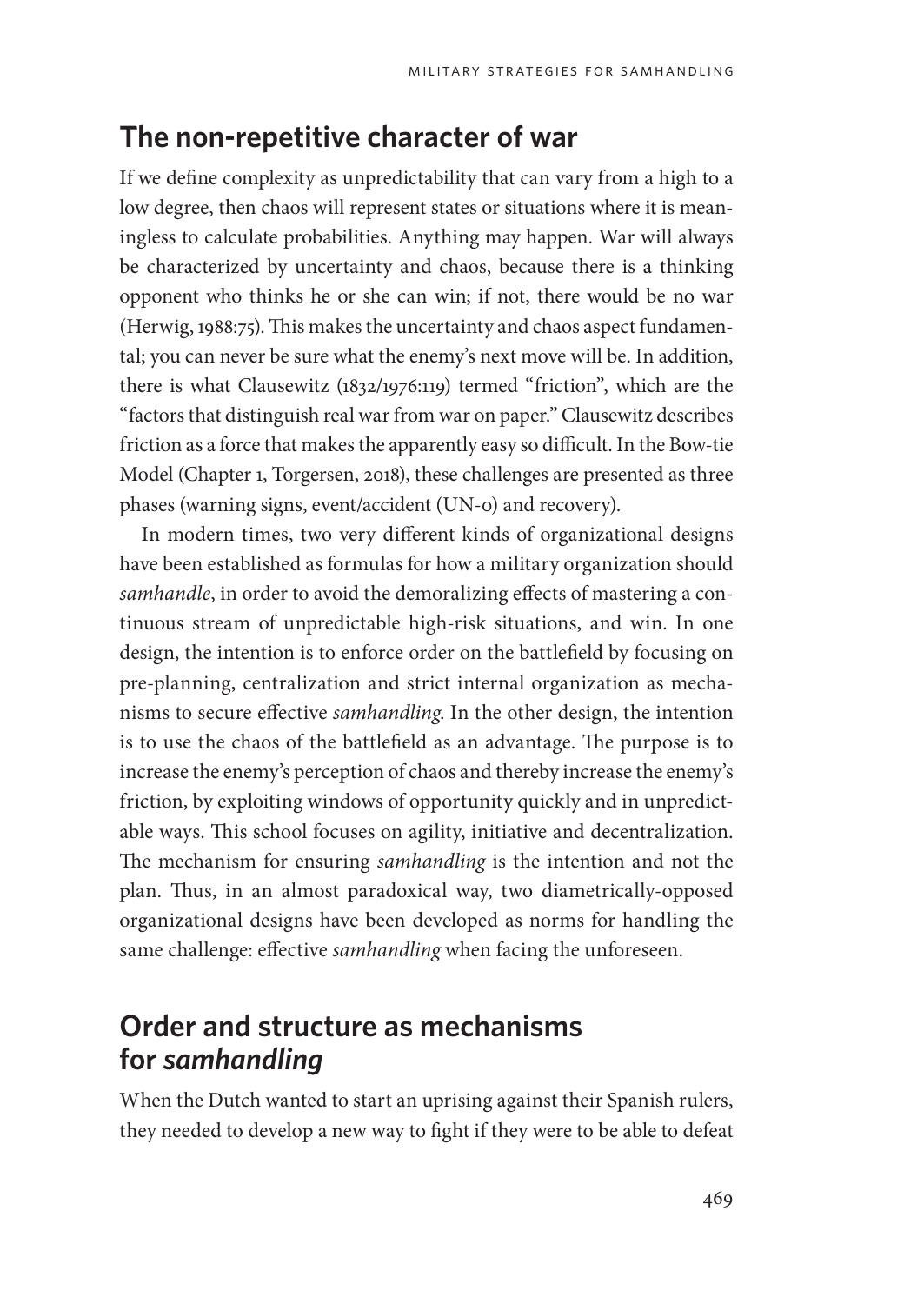## The non-repetitive character of war

If we define complexity as unpredictability that can vary from a high to a low degree, then chaos will represent states or situations where it is meaningless to calculate probabilities. Anything may happen. War will always be characterized by uncertainty and chaos, because there is a thinking opponent who thinks he or she can win; if not, there would be no war (Herwig, 1988:75). This makes the uncertainty and chaos aspect fundamental; you can never be sure what the enemy's next move will be. In addition, there is what Clausewitz (1832/1976:119) termed "friction", which are the "factors that distinguish real war from war on paper." Clausewitz describes friction as a force that makes the apparently easy so difficult. In the Bow-tie Model (Chapter 1, Torgersen, 2018), these challenges are presented as three phases (warning signs, event/accident (UN-0) and recovery).

In modern times, two very different kinds of organizational designs have been established as formulas for how a military organization should *samhandle*, in order to avoid the demoralizing effects of mastering a continuous stream of unpredictable high-risk situations, and win. In one design, the intention is to enforce order on the battlefield by focusing on pre-planning, centralization and strict internal organization as mechanisms to secure effective *samhandling*. In the other design, the intention is to use the chaos of the battlefield as an advantage. The purpose is to increase the enemy's perception of chaos and thereby increase the enemy's friction, by exploiting windows of opportunity quickly and in unpredictable ways. This school focuses on agility, initiative and decentralization. The mechanism for ensuring *samhandling* is the intention and not the plan. Thus, in an almost paradoxical way, two diametrically-opposed organizational designs have been developed as norms for handling the same challenge: effective *samhandling* when facing the unforeseen.

## Order and structure as mechanisms for *samhandling*

When the Dutch wanted to start an uprising against their Spanish rulers, they needed to develop a new way to fight if they were to be able to defeat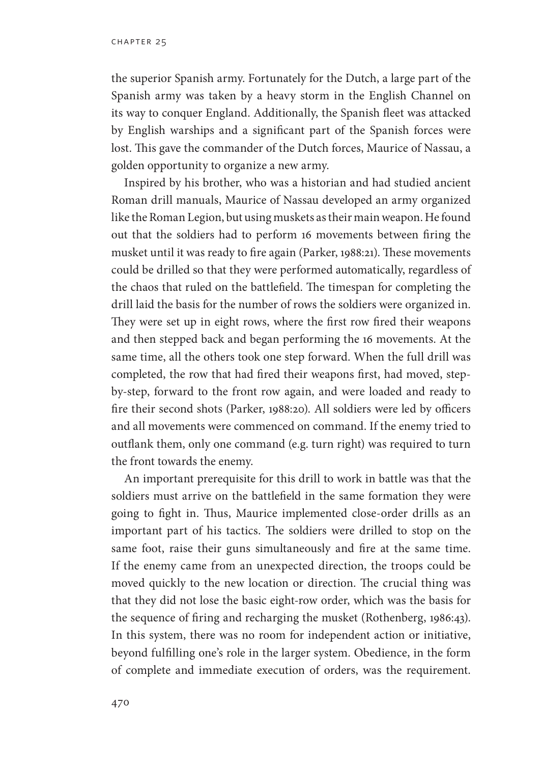the superior Spanish army. Fortunately for the Dutch, a large part of the Spanish army was taken by a heavy storm in the English Channel on its way to conquer England. Additionally, the Spanish fleet was attacked by English warships and a significant part of the Spanish forces were lost. This gave the commander of the Dutch forces, Maurice of Nassau, a golden opportunity to organize a new army.

Inspired by his brother, who was a historian and had studied ancient Roman drill manuals, Maurice of Nassau developed an army organized like the Roman Legion, but using muskets as their main weapon. He found out that the soldiers had to perform 16 movements between firing the musket until it was ready to fire again (Parker, 1988:21). These movements could be drilled so that they were performed automatically, regardless of the chaos that ruled on the battlefield. The timespan for completing the drill laid the basis for the number of rows the soldiers were organized in. They were set up in eight rows, where the first row fired their weapons and then stepped back and began performing the 16 movements. At the same time, all the others took one step forward. When the full drill was completed, the row that had fired their weapons first, had moved, step-by-step, forward to the front row again, and were loaded and ready to fire their second shots (Parker, 1988:20). All soldiers were led by officers and all movements were commenced on command. If the enemy tried to outflank them, only one command (e.g. turn right) was required to turn the front towards the enemy.

An important prerequisite for this drill to work in battle was that the soldiers must arrive on the battlefield in the same formation they were going to fight in. Thus, Maurice implemented close-order drills as an important part of his tactics. The soldiers were drilled to stop on the same foot, raise their guns simultaneously and fire at the same time. If the enemy came from an unexpected direction, the troops could be moved quickly to the new location or direction. The crucial thing was that they did not lose the basic eight-row order, which was the basis for the sequence of firing and recharging the musket (Rothenberg, 1986:43). In this system, there was no room for independent action or initiative, beyond fulfilling one's role in the larger system. Obedience, in the form of complete and immediate execution of orders, was the requirement.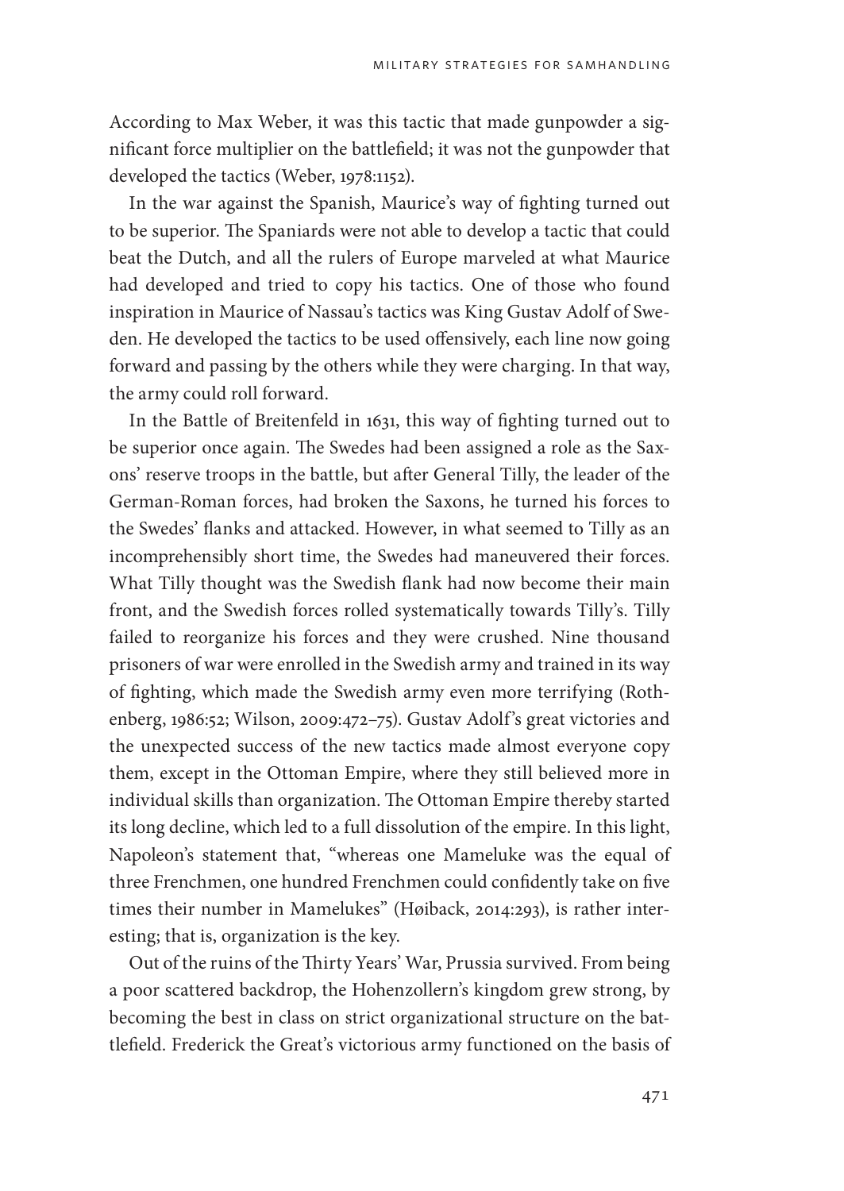According to Max Weber, it was this tactic that made gunpowder a significant force multiplier on the battlefield; it was not the gunpowder that developed the tactics (Weber, 1978:1152).

In the war against the Spanish, Maurice's way of fighting turned out to be superior. The Spaniards were not able to develop a tactic that could beat the Dutch, and all the rulers of Europe marveled at what Maurice had developed and tried to copy his tactics. One of those who found inspiration in Maurice of Nassau's tactics was King Gustav Adolf of Sweden. He developed the tactics to be used offensively, each line now going forward and passing by the others while they were charging. In that way, the army could roll forward.

In the Battle of Breitenfeld in 1631, this way of fighting turned out to be superior once again. The Swedes had been assigned a role as the Saxons' reserve troops in the battle, but after General Tilly, the leader of the German-Roman forces, had broken the Saxons, he turned his forces to the Swedes' flanks and attacked. However, in what seemed to Tilly as an incomprehensibly short time, the Swedes had maneuvered their forces. What Tilly thought was the Swedish flank had now become their main front, and the Swedish forces rolled systematically towards Tilly's. Tilly failed to reorganize his forces and they were crushed. Nine thousand prisoners of war were enrolled in the Swedish army and trained in its way of fighting, which made the Swedish army even more terrifying (Rothenberg, 1986:52; Wilson, 2009:472–75). Gustav Adolf's great victories and the unexpected success of the new tactics made almost everyone copy them, except in the Ottoman Empire, where they still believed more in individual skills than organization. The Ottoman Empire thereby started its long decline, which led to a full dissolution of the empire. In this light, Napoleon's statement that, "whereas one Mameluke was the equal of three Frenchmen, one hundred Frenchmen could confidently take on five times their number in Mamelukes" (Høiback, 2014:293), is rather interesting; that is, organization is the key.

Out of the ruins of the Thirty Years' War, Prussia survived. From being a poor scattered backdrop, the Hohenzollern's kingdom grew strong, by becoming the best in class on strict organizational structure on the battlefield. Frederick the Great's victorious army functioned on the basis of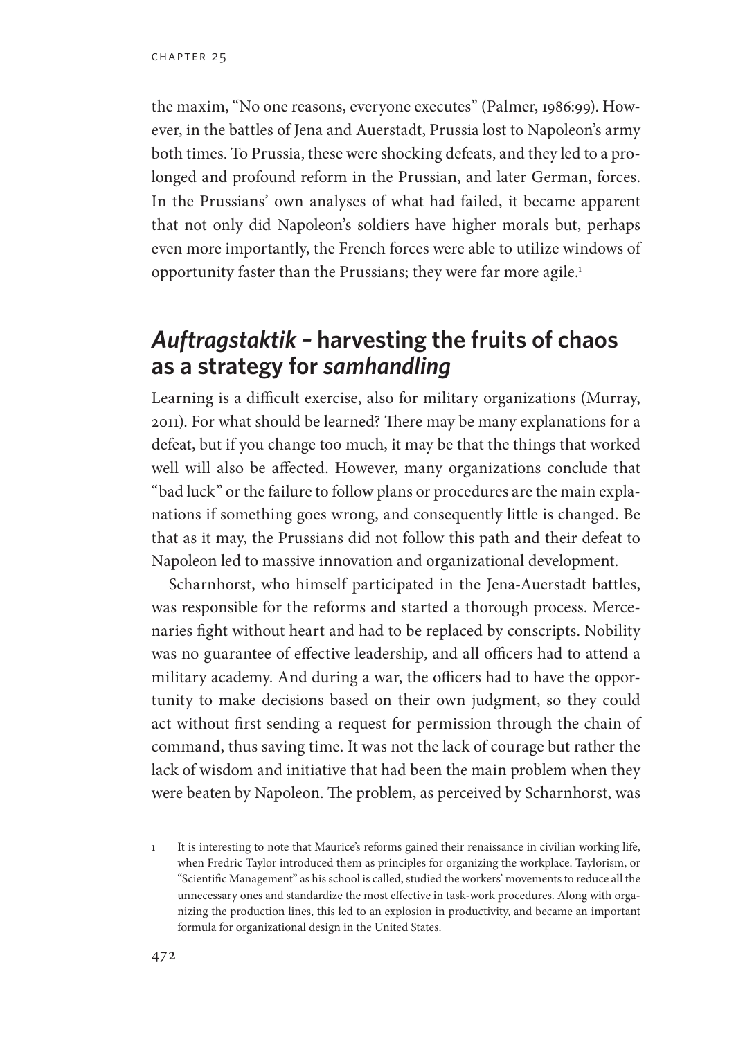the maxim, "No one reasons, everyone executes" (Palmer, 1986:99). However, in the battles of Jena and Auerstadt, Prussia lost to Napoleon's army both times. To Prussia, these were shocking defeats, and they led to a prolonged and profound reform in the Prussian, and later German, forces. In the Prussians' own analyses of what had failed, it became apparent that not only did Napoleon's soldiers have higher morals but, perhaps even more importantly, the French forces were able to utilize windows of opportunity faster than the Prussians; they were far more agile.[1]

## *Auftragstaktik* – harvesting the fruits of chaos as a strategy for *samhandling*

Learning is a difficult exercise, also for military organizations (Murray, 2011). For what should be learned? There may be many explanations for a defeat, but if you change too much, it may be that the things that worked well will also be affected. However, many organizations conclude that "bad luck" or the failure to follow plans or procedures are the main explanations if something goes wrong, and consequently little is changed. Be that as it may, the Prussians did not follow this path and their defeat to Napoleon led to massive innovation and organizational development.

Scharnhorst, who himself participated in the Jena-Auerstadt battles, was responsible for the reforms and started a thorough process. Mercenaries fight without heart and had to be replaced by conscripts. Nobility was no guarantee of effective leadership, and all officers had to attend a military academy. And during a war, the officers had to have the opportunity to make decisions based on their own judgment, so they could act without first sending a request for permission through the chain of command, thus saving time. It was not the lack of courage but rather the lack of wisdom and initiative that had been the main problem when they were beaten by Napoleon. The problem, as perceived by Scharnhorst, was

---

1 It is interesting to note that Maurice's reforms gained their renaissance in civilian working life, when Fredric Taylor introduced them as principles for organizing the workplace. Taylorism, or "Scientific Management" as his school is called, studied the workers' movements to reduce all the unnecessary ones and standardize the most effective in task-work procedures. Along with organizing the production lines, this led to an explosion in productivity, and became an important formula for organizational design in the United States.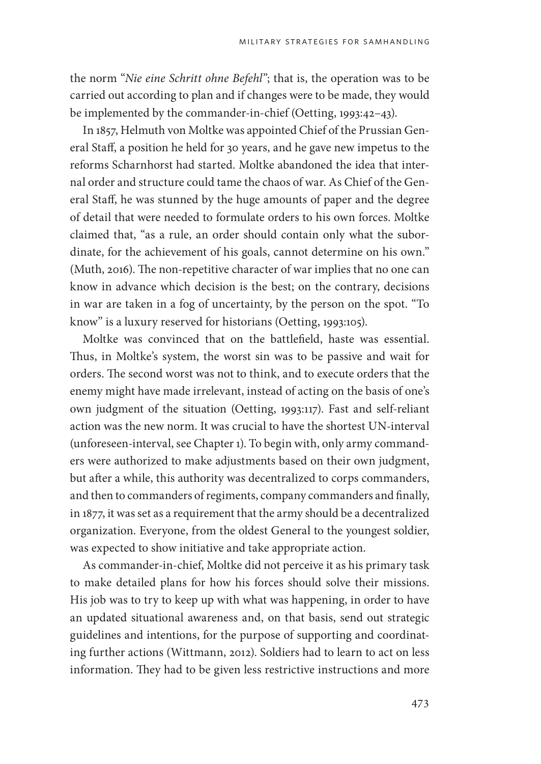the norm “*Nie eine Schritt ohne Befehl*”; that is, the operation was to be carried out according to plan and if changes were to be made, they would be implemented by the commander-in-chief (Oetting, 1993:42–43).

In 1857, Helmuth von Moltke was appointed Chief of the Prussian General Staff, a position he held for 30 years, and he gave new impetus to the reforms Scharnhorst had started. Moltke abandoned the idea that internal order and structure could tame the chaos of war. As Chief of the General Staff, he was stunned by the huge amounts of paper and the degree of detail that were needed to formulate orders to his own forces. Moltke claimed that, “as a rule, an order should contain only what the subordinate, for the achievement of his goals, cannot determine on his own.” (Muth, 2016). The non-repetitive character of war implies that no one can know in advance which decision is the best; on the contrary, decisions in war are taken in a fog of uncertainty, by the person on the spot. “To know” is a luxury reserved for historians (Oetting, 1993:105).

Moltke was convinced that on the battlefield, haste was essential. Thus, in Moltke’s system, the worst sin was to be passive and wait for orders. The second worst was not to think, and to execute orders that the enemy might have made irrelevant, instead of acting on the basis of one’s own judgment of the situation (Oetting, 1993:117). Fast and self-reliant action was the new norm. It was crucial to have the shortest UN-interval (unforeseen-interval, see Chapter 1). To begin with, only army commanders were authorized to make adjustments based on their own judgment, but after a while, this authority was decentralized to corps commanders, and then to commanders of regiments, company commanders and finally, in 1877, it was set as a requirement that the army should be a decentralized organization. Everyone, from the oldest General to the youngest soldier, was expected to show initiative and take appropriate action.

As commander-in-chief, Moltke did not perceive it as his primary task to make detailed plans for how his forces should solve their missions. His job was to try to keep up with what was happening, in order to have an updated situational awareness and, on that basis, send out strategic guidelines and intentions, for the purpose of supporting and coordinating further actions (Wittmann, 2012). Soldiers had to learn to act on less information. They had to be given less restrictive instructions and more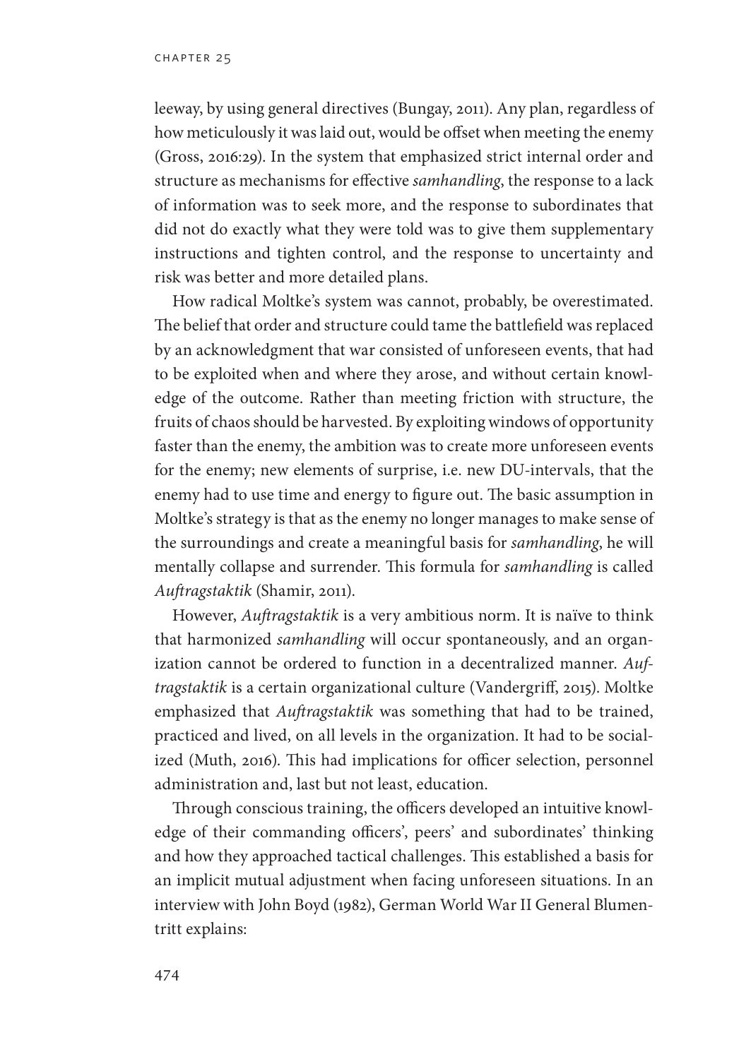leeway, by using general directives (Bungay, 2011). Any plan, regardless of how meticulously it was laid out, would be offset when meeting the enemy (Gross, 2016:29). In the system that emphasized strict internal order and structure as mechanisms for effective *samhandling*, the response to a lack of information was to seek more, and the response to subordinates that did not do exactly what they were told was to give them supplementary instructions and tighten control, and the response to uncertainty and risk was better and more detailed plans.

How radical Moltke's system was cannot, probably, be overestimated. The belief that order and structure could tame the battlefield was replaced by an acknowledgment that war consisted of unforeseen events, that had to be exploited when and where they arose, and without certain knowledge of the outcome. Rather than meeting friction with structure, the fruits of chaos should be harvested. By exploiting windows of opportunity faster than the enemy, the ambition was to create more unforeseen events for the enemy; new elements of surprise, i.e. new DU-intervals, that the enemy had to use time and energy to figure out. The basic assumption in Moltke's strategy is that as the enemy no longer manages to make sense of the surroundings and create a meaningful basis for *samhandling*, he will mentally collapse and surrender. This formula for *samhandling* is called *Auftragstaktik* (Shamir, 2011).

However, *Auftragstaktik* is a very ambitious norm. It is naïve to think that harmonized *samhandling* will occur spontaneously, and an organization cannot be ordered to function in a decentralized manner. *Auftragstaktik* is a certain organizational culture (Vandergriff, 2015). Moltke emphasized that *Auftragstaktik* was something that had to be trained, practiced and lived, on all levels in the organization. It had to be socialized (Muth, 2016). This had implications for officer selection, personnel administration and, last but not least, education.

Through conscious training, the officers developed an intuitive knowledge of their commanding officers', peers' and subordinates' thinking and how they approached tactical challenges. This established a basis for an implicit mutual adjustment when facing unforeseen situations. In an interview with John Boyd (1982), German World War II General Blumentritt explains: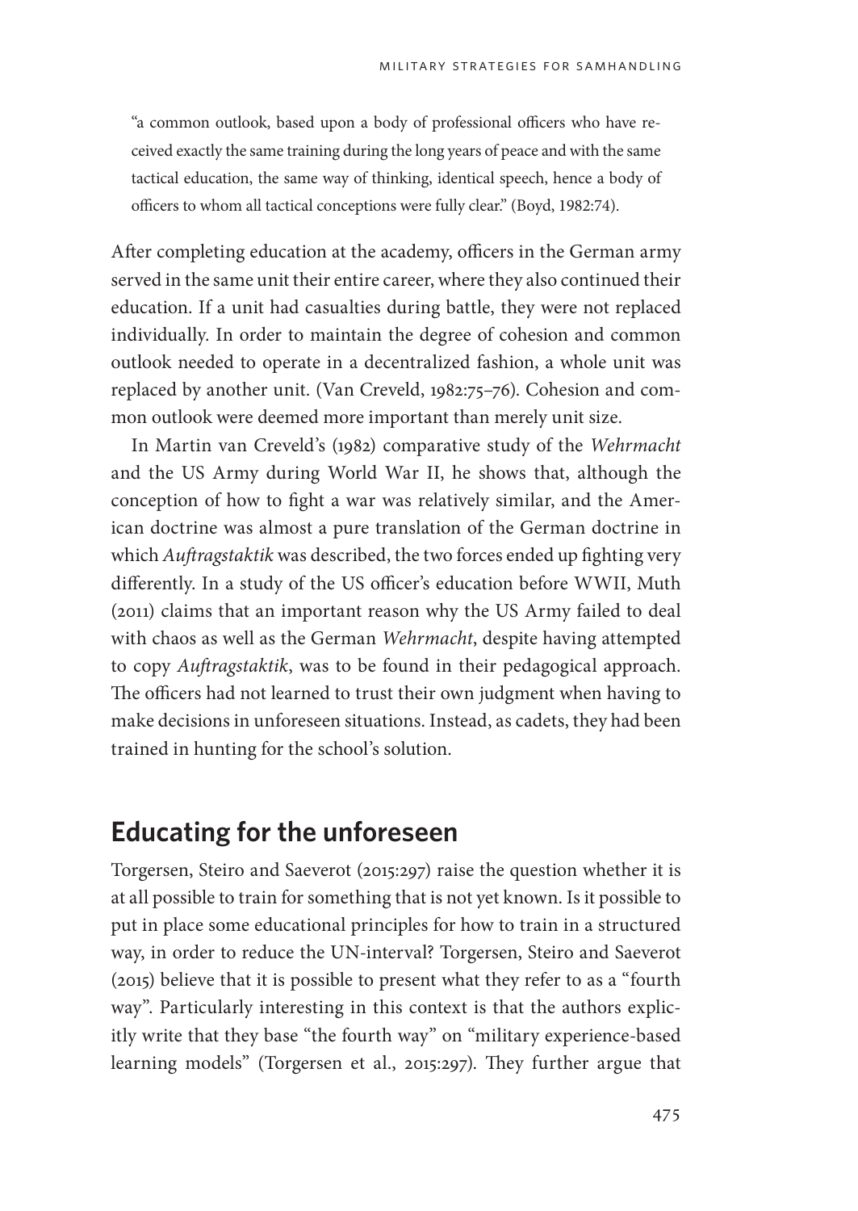> "a common outlook, based upon a body of professional officers who have received exactly the same training during the long years of peace and with the same tactical education, the same way of thinking, identical speech, hence a body of officers to whom all tactical conceptions were fully clear." (Boyd, 1982:74).

After completing education at the academy, officers in the German army served in the same unit their entire career, where they also continued their education. If a unit had casualties during battle, they were not replaced individually. In order to maintain the degree of cohesion and common outlook needed to operate in a decentralized fashion, a whole unit was replaced by another unit. (Van Creveld, 1982:75–76). Cohesion and common outlook were deemed more important than merely unit size.

In Martin van Creveld's (1982) comparative study of the *Wehrmacht* and the US Army during World War II, he shows that, although the conception of how to fight a war was relatively similar, and the American doctrine was almost a pure translation of the German doctrine in which *Auftragstaktik* was described, the two forces ended up fighting very differently. In a study of the US officer's education before WWII, Muth (2011) claims that an important reason why the US Army failed to deal with chaos as well as the German *Wehrmacht*, despite having attempted to copy *Auftragstaktik*, was to be found in their pedagogical approach. The officers had not learned to trust their own judgment when having to make decisions in unforeseen situations. Instead, as cadets, they had been trained in hunting for the school's solution.

## Educating for the unforeseen

Torgersen, Steiro and Saeverot (2015:297) raise the question whether it is at all possible to train for something that is not yet known. Is it possible to put in place some educational principles for how to train in a structured way, in order to reduce the UN-interval? Torgersen, Steiro and Saeverot (2015) believe that it is possible to present what they refer to as a "fourth way". Particularly interesting in this context is that the authors explicitly write that they base "the fourth way" on "military experience-based learning models" (Torgersen et al., 2015:297). They further argue that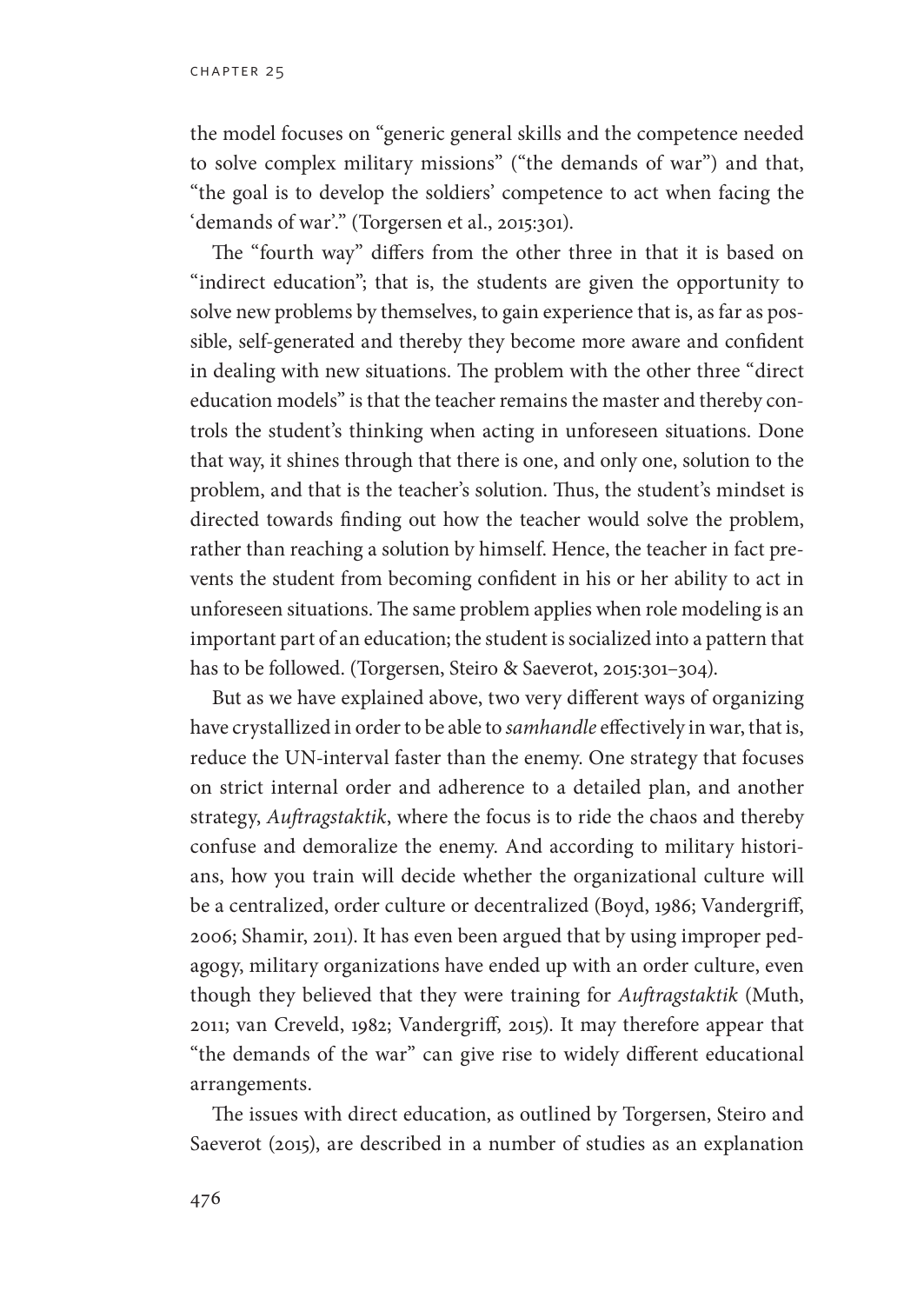the model focuses on "generic general skills and the competence needed to solve complex military missions" ("the demands of war") and that, "the goal is to develop the soldiers' competence to act when facing the 'demands of war'." (Torgersen et al., 2015:301).

The "fourth way" differs from the other three in that it is based on "indirect education"; that is, the students are given the opportunity to solve new problems by themselves, to gain experience that is, as far as possible, self-generated and thereby they become more aware and confident in dealing with new situations. The problem with the other three "direct education models" is that the teacher remains the master and thereby controls the student's thinking when acting in unforeseen situations. Done that way, it shines through that there is one, and only one, solution to the problem, and that is the teacher's solution. Thus, the student's mindset is directed towards finding out how the teacher would solve the problem, rather than reaching a solution by himself. Hence, the teacher in fact prevents the student from becoming confident in his or her ability to act in unforeseen situations. The same problem applies when role modeling is an important part of an education; the student is socialized into a pattern that has to be followed. (Torgersen, Steiro & Saeverot, 2015:301–304).

But as we have explained above, two very different ways of organizing have crystallized in order to be able to *samhandle* effectively in war, that is, reduce the UN-interval faster than the enemy. One strategy that focuses on strict internal order and adherence to a detailed plan, and another strategy, *Auftragstaktik*, where the focus is to ride the chaos and thereby confuse and demoralize the enemy. And according to military historians, how you train will decide whether the organizational culture will be a centralized, order culture or decentralized (Boyd, 1986; Vandergriff, 2006; Shamir, 2011). It has even been argued that by using improper pedagogy, military organizations have ended up with an order culture, even though they believed that they were training for *Auftragstaktik* (Muth, 2011; van Creveld, 1982; Vandergriff, 2015). It may therefore appear that "the demands of the war" can give rise to widely different educational arrangements.

The issues with direct education, as outlined by Torgersen, Steiro and Saeverot (2015), are described in a number of studies as an explanation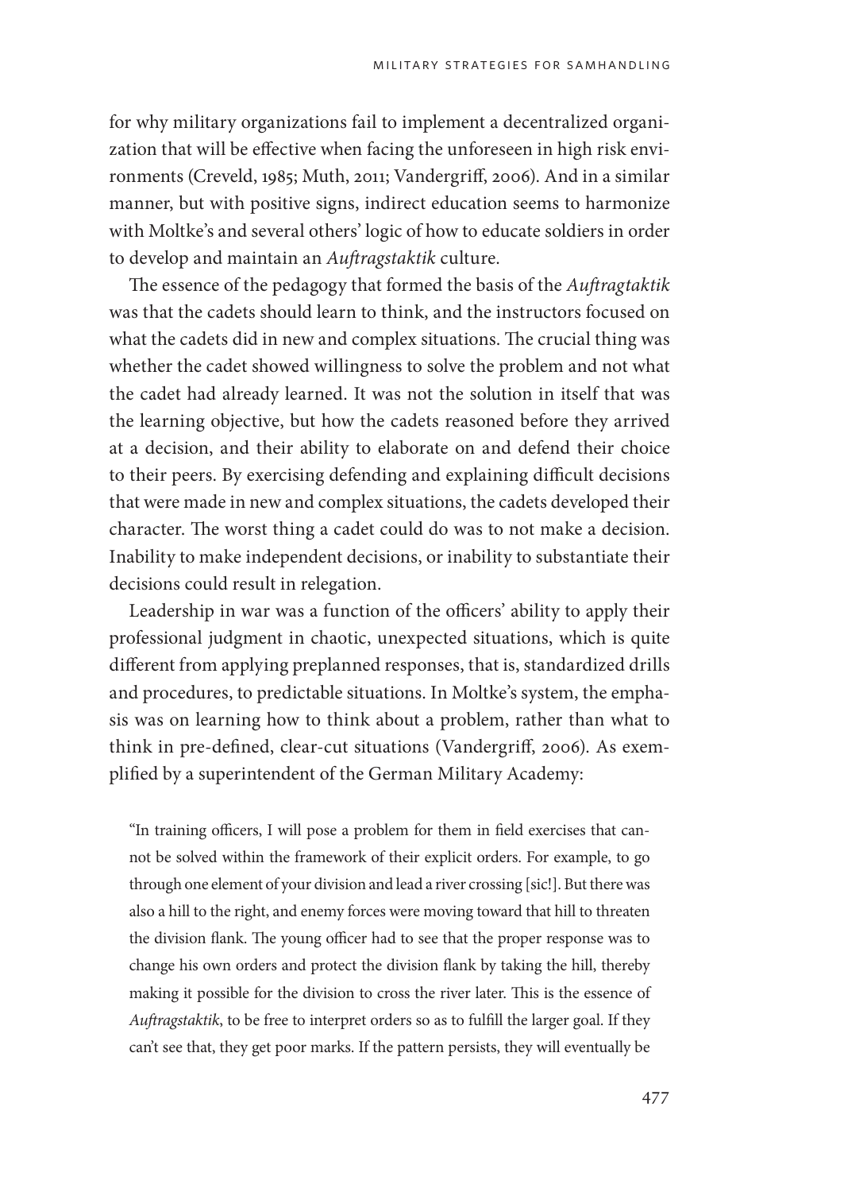for why military organizations fail to implement a decentralized organization that will be effective when facing the unforeseen in high risk environments (Creveld, 1985; Muth, 2011; Vandergriff, 2006). And in a similar manner, but with positive signs, indirect education seems to harmonize with Moltke's and several others' logic of how to educate soldiers in order to develop and maintain an *Auftragstaktik* culture.

The essence of the pedagogy that formed the basis of the *Auftragtaktik* was that the cadets should learn to think, and the instructors focused on what the cadets did in new and complex situations. The crucial thing was whether the cadet showed willingness to solve the problem and not what the cadet had already learned. It was not the solution in itself that was the learning objective, but how the cadets reasoned before they arrived at a decision, and their ability to elaborate on and defend their choice to their peers. By exercising defending and explaining difficult decisions that were made in new and complex situations, the cadets developed their character. The worst thing a cadet could do was to not make a decision. Inability to make independent decisions, or inability to substantiate their decisions could result in relegation.

Leadership in war was a function of the officers' ability to apply their professional judgment in chaotic, unexpected situations, which is quite different from applying preplanned responses, that is, standardized drills and procedures, to predictable situations. In Moltke's system, the emphasis was on learning how to think about a problem, rather than what to think in pre-defined, clear-cut situations (Vandergriff, 2006). As exemplified by a superintendent of the German Military Academy:

> "In training officers, I will pose a problem for them in field exercises that cannot be solved within the framework of their explicit orders. For example, to go through one element of your division and lead a river crossing [sic!]. But there was also a hill to the right, and enemy forces were moving toward that hill to threaten the division flank. The young officer had to see that the proper response was to change his own orders and protect the division flank by taking the hill, thereby making it possible for the division to cross the river later. This is the essence of *Auftragstaktik*, to be free to interpret orders so as to fulfill the larger goal. If they can't see that, they get poor marks. If the pattern persists, they will eventually be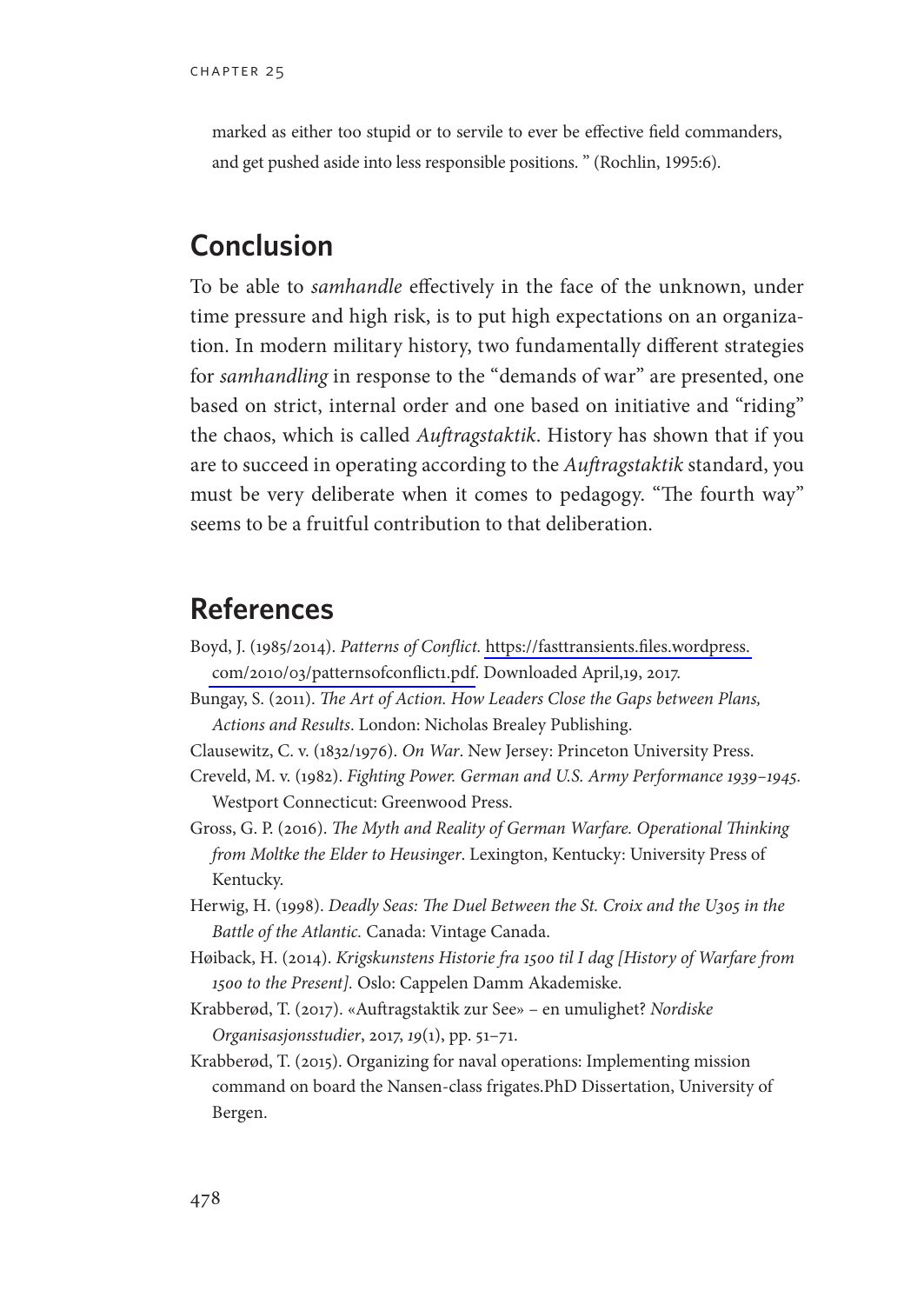marked as either too stupid or to servile to ever be effective field commanders, and get pushed aside into less responsible positions. " (Rochlin, 1995:6).

## Conclusion

To be able to *samhandle* effectively in the face of the unknown, under time pressure and high risk, is to put high expectations on an organization. In modern military history, two fundamentally different strategies for *samhandling* in response to the "demands of war" are presented, one based on strict, internal order and one based on initiative and "riding" the chaos, which is called *Auftragstaktik*. History has shown that if you are to succeed in operating according to the *Auftragstaktik* standard, you must be very deliberate when it comes to pedagogy. "The fourth way" seems to be a fruitful contribution to that deliberation.

## References

Boyd, J. (1985/2014). *Patterns of Conflict.* https://fasttransients.files.wordpress.com/2010/03/patternsofconflict1.pdf. Downloaded April,19, 2017.

Bungay, S. (2011). *The Art of Action. How Leaders Close the Gaps between Plans, Actions and Results*. London: Nicholas Brealey Publishing.

Clausewitz, C. v. (1832/1976). *On War*. New Jersey: Princeton University Press.

Creveld, M. v. (1982). *Fighting Power. German and U.S. Army Performance 1939–1945.* Westport Connecticut: Greenwood Press.

Gross, G. P. (2016). *The Myth and Reality of German Warfare. Operational Thinking from Moltke the Elder to Heusinger*. Lexington, Kentucky: University Press of Kentucky.

Herwig, H. (1998). *Deadly Seas: The Duel Between the St. Croix and the U305 in the Battle of the Atlantic.* Canada: Vintage Canada.

Høiback, H. (2014). *Krigskunstens Historie fra 1500 til I dag [History of Warfare from 1500 to the Present].* Oslo: Cappelen Damm Akademiske.

Krabberød, T. (2017). «Auftragstaktik zur See» – en umulighet? *Nordiske Organisasjonsstudier*, 2017, *19*(1), pp. 51–71.

Krabberød, T. (2015). Organizing for naval operations: Implementing mission command on board the Nansen-class frigates.PhD Dissertation, University of Bergen.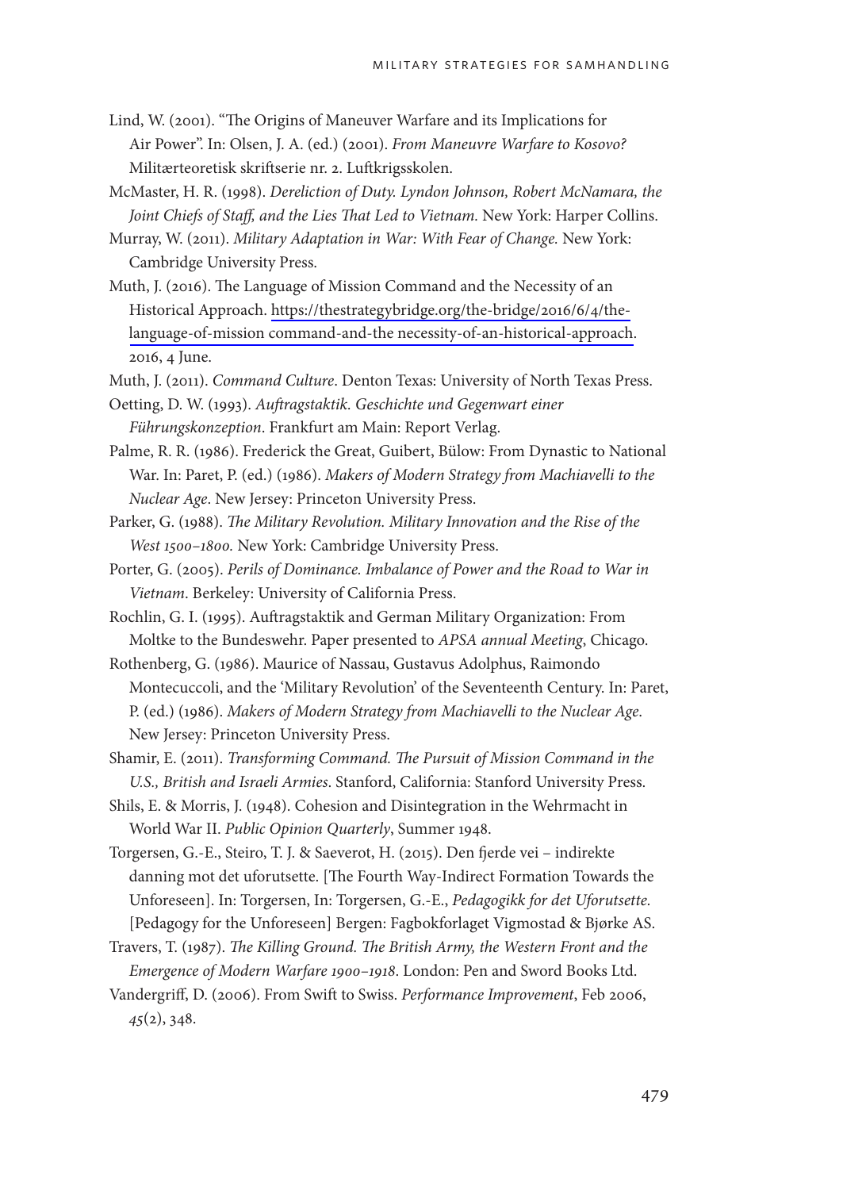Lind, W. (2001). "The Origins of Maneuver Warfare and its Implications for Air Power". In: Olsen, J. A. (ed.) (2001). *From Maneuvre Warfare to Kosovo?* Militærteoretisk skriftserie nr. 2. Luftkrigsskolen.

McMaster, H. R. (1998). *Dereliction of Duty. Lyndon Johnson, Robert McNamara, the Joint Chiefs of Staff, and the Lies That Led to Vietnam*. New York: Harper Collins.

Murray, W. (2011). *Military Adaptation in War: With Fear of Change.* New York: Cambridge University Press.

Muth, J. (2016). The Language of Mission Command and the Necessity of an Historical Approach. https://thestrategybridge.org/the-bridge/2016/6/4/the-language-of-mission command-and-the necessity-of-an-historical-approach. 2016, 4 June.

Muth, J. (2011). *Command Culture*. Denton Texas: University of North Texas Press.

Oetting, D. W. (1993). *Auftragstaktik. Geschichte und Gegenwart einer Führungskonzeption*. Frankfurt am Main: Report Verlag.

Palme, R. R. (1986). Frederick the Great, Guibert, Bülow: From Dynastic to National War. In: Paret, P. (ed.) (1986). *Makers of Modern Strategy from Machiavelli to the Nuclear Age*. New Jersey: Princeton University Press.

Parker, G. (1988). *The Military Revolution. Military Innovation and the Rise of the West 1500–1800.* New York: Cambridge University Press.

Porter, G. (2005). *Perils of Dominance. Imbalance of Power and the Road to War in Vietnam*. Berkeley: University of California Press.

Rochlin, G. I. (1995). Auftragstaktik and German Military Organization: From Moltke to the Bundeswehr. Paper presented to *APSA annual Meeting*, Chicago.

Rothenberg, G. (1986). Maurice of Nassau, Gustavus Adolphus, Raimondo Montecuccoli, and the 'Military Revolution' of the Seventeenth Century. In: Paret, P. (ed.) (1986). *Makers of Modern Strategy from Machiavelli to the Nuclear Age*. New Jersey: Princeton University Press.

Shamir, E. (2011). *Transforming Command. The Pursuit of Mission Command in the U.S., British and Israeli Armies*. Stanford, California: Stanford University Press.

Shils, E. & Morris, J. (1948). Cohesion and Disintegration in the Wehrmacht in World War II. *Public Opinion Quarterly*, Summer 1948.

Torgersen, G.-E., Steiro, T. J. & Saeverot, H. (2015). Den fjerde vei – indirekte danning mot det uforutsette. [The Fourth Way-Indirect Formation Towards the Unforeseen]. In: Torgersen, In: Torgersen, G.-E., *Pedagogikk for det Uforutsette.* [Pedagogy for the Unforeseen] Bergen: Fagbokforlaget Vigmostad & Bjørke AS.

Travers, T. (1987). *The Killing Ground. The British Army, the Western Front and the Emergence of Modern Warfare 1900–1918*. London: Pen and Sword Books Ltd.

Vandergriff, D. (2006). From Swift to Swiss. *Performance Improvement*, Feb 2006, *45*(2), 348.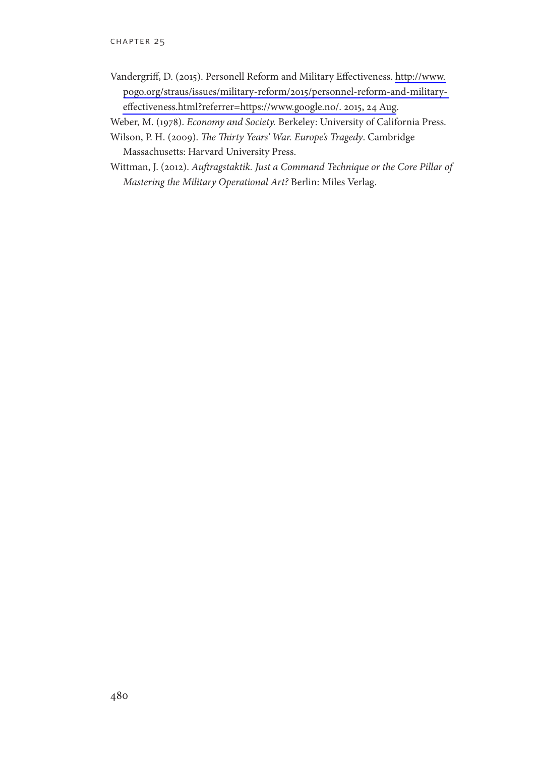Vandergriff, D. (2015). Personell Reform and Military Effectiveness. http://www.pogo.org/straus/issues/military-reform/2015/personnel-reform-and-military-effectiveness.html?referrer=https://www.google.no/. 2015, 24 Aug.

Weber, M. (1978). *Economy and Society.* Berkeley: University of California Press.

Wilson, P. H. (2009). *The Thirty Years' War. Europe's Tragedy*. Cambridge Massachusetts: Harvard University Press.

Wittman, J. (2012). *Auftragstaktik. Just a Command Technique or the Core Pillar of Mastering the Military Operational Art?* Berlin: Miles Verlag.